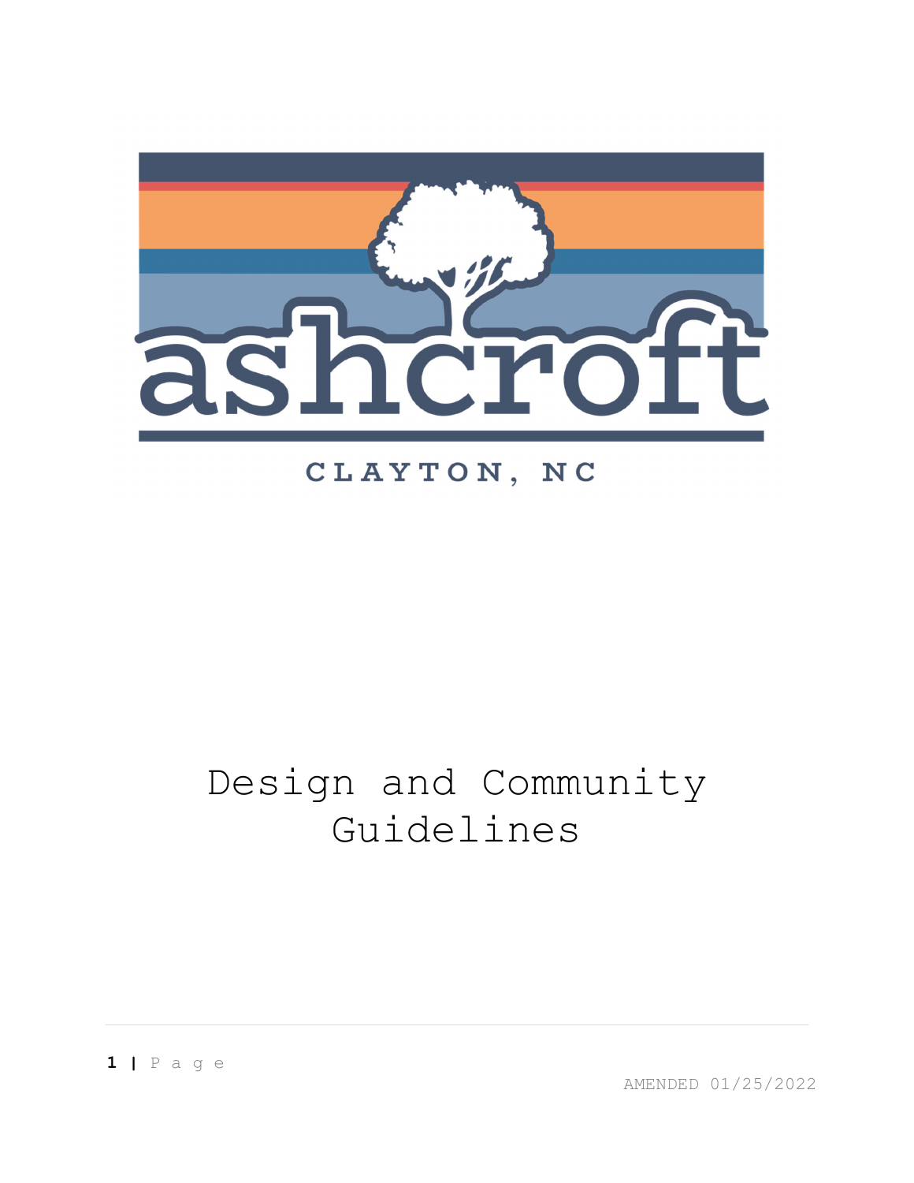# ashcroft

CLAYTON, NC

# Design and Community Guidelines

AMENDED 01/25/2022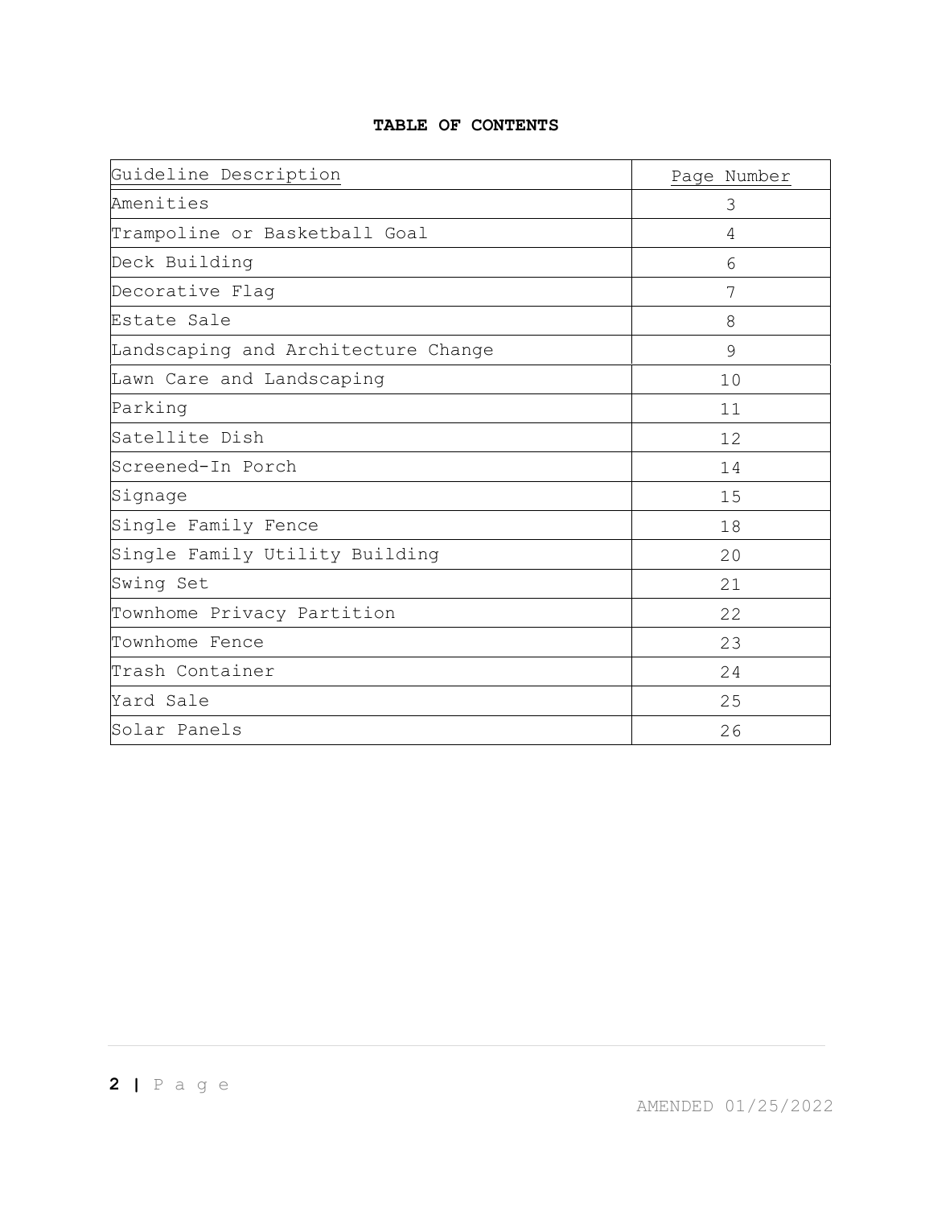**TABLE OF CONTENTS**

| Guideline Description | Page Number |
|---|---|
| Amenities | 3 |
| Trampoline or Basketball Goal | 4 |
| Deck Building | 6 |
| Decorative Flag | 7 |
| Estate Sale | 8 |
| Landscaping and Architecture Change | 9 |
| Lawn Care and Landscaping | 10 |
| Parking | 11 |
| Satellite Dish | 12 |
| Screened-In Porch | 14 |
| Signage | 15 |
| Single Family Fence | 18 |
| Single Family Utility Building | 20 |
| Swing Set | 21 |
| Townhome Privacy Partition | 22 |
| Townhome Fence | 23 |
| Trash Container | 24 |
| Yard Sale | 25 |
| Solar Panels | 26 |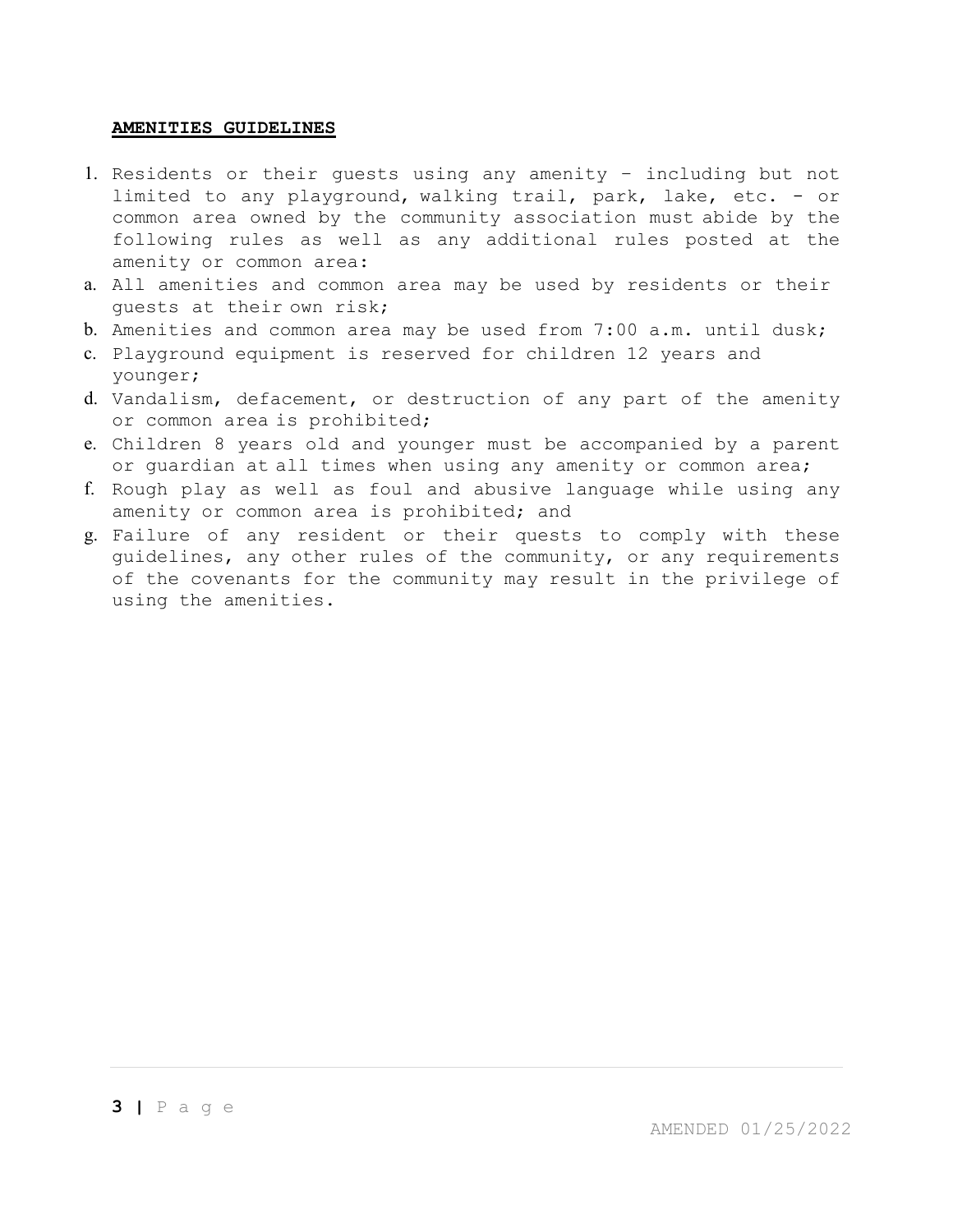**AMENDITIES GUIDELINES**

1. Residents or their guests using any amenity – including but not limited to any playground, walking trail, park, lake, etc. - or common area owned by the community association must abide by the following rules as well as any additional rules posted at the amenity or common area:

a. All amenities and common area may be used by residents or their guests at their own risk;

b. Amenities and common area may be used from 7:00 a.m. until dusk;

c. Playground equipment is reserved for children 12 years and younger;

d. Vandalism, defacement, or destruction of any part of the amenity or common area is prohibited;

e. Children 8 years old and younger must be accompanied by a parent or guardian at all times when using any amenity or common area;

f. Rough play as well as foul and abusive language while using any amenity or common area is prohibited; and

g. Failure of any resident or their quests to comply with these guidelines, any other rules of the community, or any requirements of the covenants for the community may result in the privilege of using the amenities.

AMENDED 01/25/2022

**AMENITIES GUIDELINES**

1. Residents or their guests using any amenity – including but not limited to any playground, walking trail, park, lake, etc. - or common area owned by the community association must abide by the following rules as well as any additional rules posted at the amenity or common area:

a. All amenities and common area may be used by residents or their guests at their own risk;

b. Amenities and common area may be used from 7:00 a.m. until dusk;

c. Playground equipment is reserved for children 12 years and younger;

d. Vandalism, defacement, or destruction of any part of the amenity or common area is prohibited;

e. Children 8 years old and younger must be accompanied by a parent or guardian at all times when using any amenity or common area;

f. Rough play as well as foul and abusive language while using any amenity or common area is prohibited; and

g. Failure of any resident or their quests to comply with these guidelines, any other rules of the community, or any requirements of the covenants for the community may result in the privilege of using the amenities.

AMENDED 01/25/2022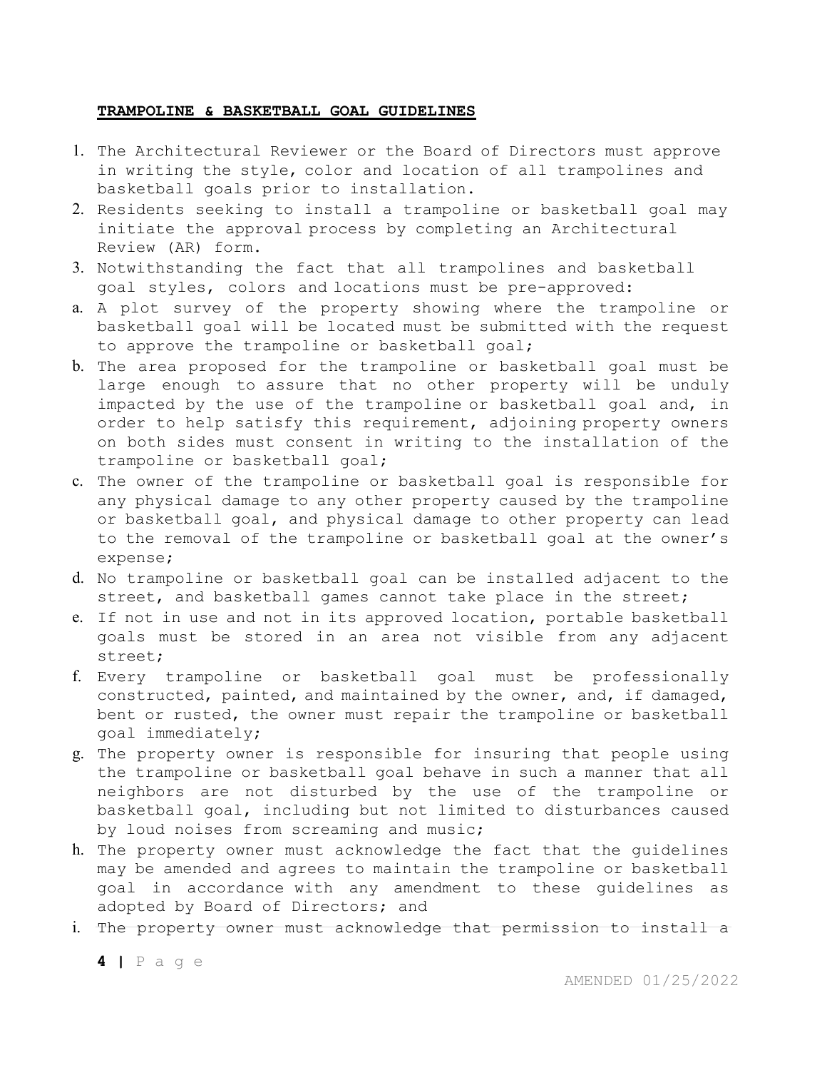**TRAMPOLINE & BASKETBALL GOAL GUIDELINES**

1. The Architectural Reviewer or the Board of Directors must approve in writing the style, color and location of all trampolines and basketball goals prior to installation.
2. Residents seeking to install a trampoline or basketball goal may initiate the approval process by completing an Architectural Review (AR) form.
3. Notwithstanding the fact that all trampolines and basketball goal styles, colors and locations must be pre-approved:

a. A plot survey of the property showing where the trampoline or basketball goal will be located must be submitted with the request to approve the trampoline or basketball goal;

b. The area proposed for the trampoline or basketball goal must be large enough to assure that no other property will be unduly impacted by the use of the trampoline or basketball goal and, in order to help satisfy this requirement, adjoining property owners on both sides must consent in writing to the installation of the trampoline or basketball goal;

c. The owner of the trampoline or basketball goal is responsible for any physical damage to any other property caused by the trampoline or basketball goal, and physical damage to other property can lead to the removal of the trampoline or basketball goal at the owner's expense;

d. No trampoline or basketball goal can be installed adjacent to the street, and basketball games cannot take place in the street;

e. If not in use and not in its approved location, portable basketball goals must be stored in an area not visible from any adjacent street;

f. Every trampoline or basketball goal must be professionally constructed, painted, and maintained by the owner, and, if damaged, bent or rusted, the owner must repair the trampoline or basketball goal immediately;

g. The property owner is responsible for insuring that people using the trampoline or basketball goal behave in such a manner that all neighbors are not disturbed by the use of the trampoline or basketball goal, including but not limited to disturbances caused by loud noises from screaming and music;

h. The property owner must acknowledge the fact that the guidelines may be amended and agrees to maintain the trampoline or basketball goal in accordance with any amendment to these guidelines as adopted by Board of Directors; and

i. The property owner must acknowledge that permission to install a

AMENDED 01/25/2022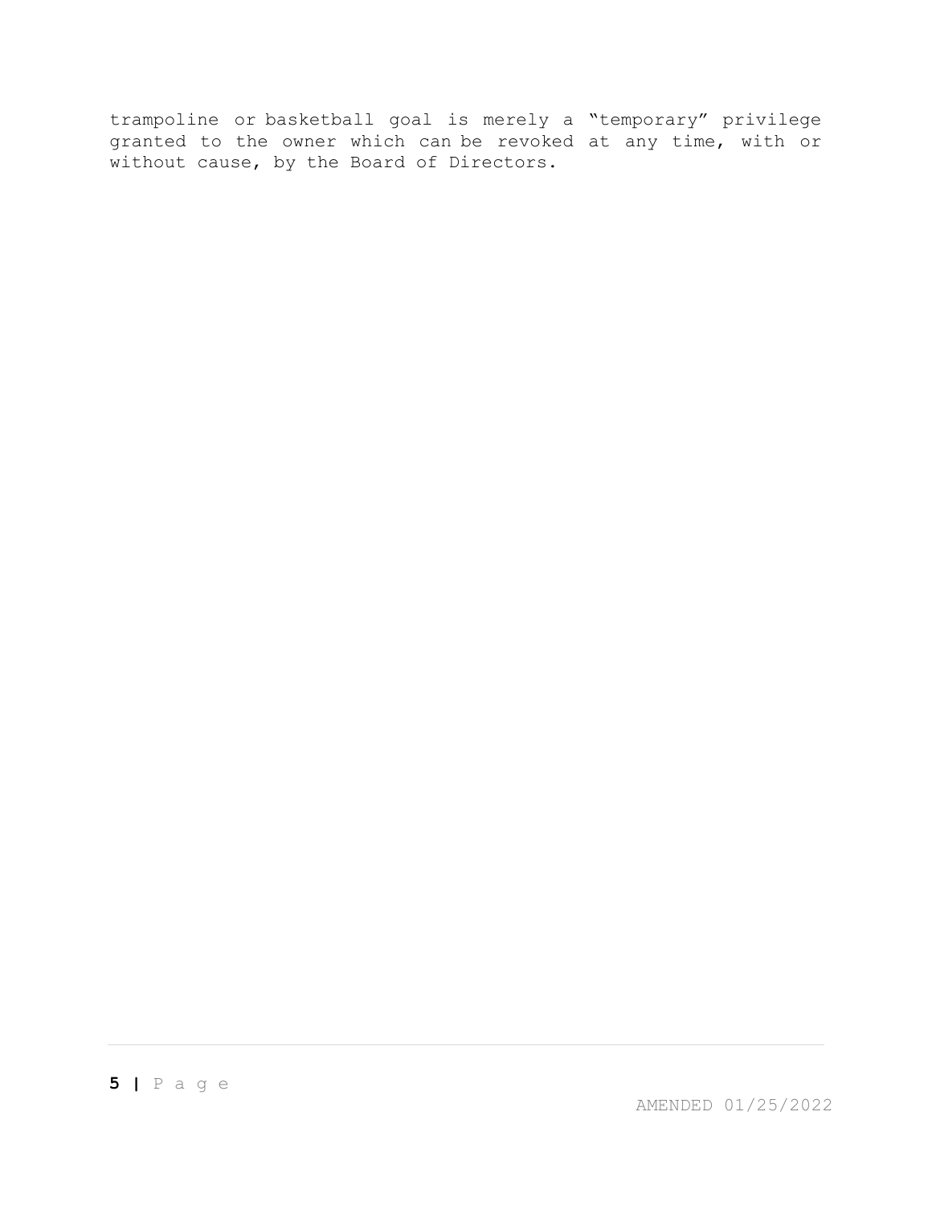trampoline or basketball goal is merely a “temporary” privilege granted to the owner which can be revoked at any time, with or without cause, by the Board of Directors.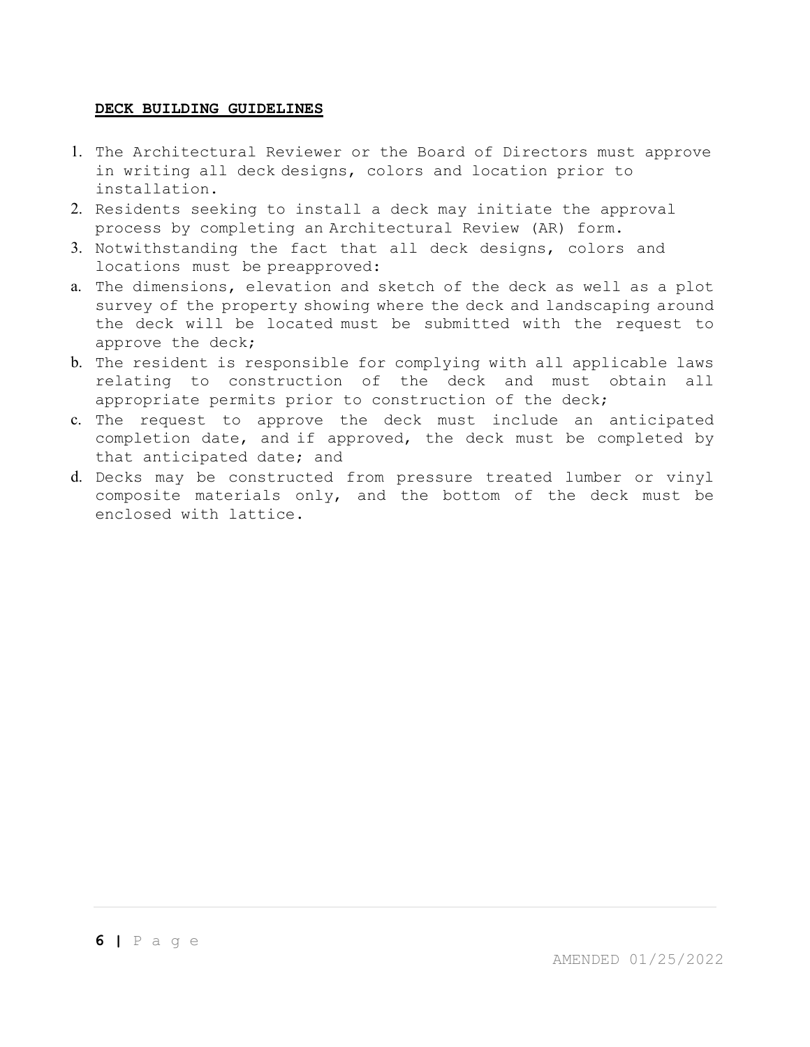**DECK BUILDING GUIDELINES**

1. The Architectural Reviewer or the Board of Directors must approve in writing all deck designs, colors and location prior to installation.
2. Residents seeking to install a deck may initiate the approval process by completing an Architectural Review (AR) form.
3. Notwithstanding the fact that all deck designs, colors and locations must be preapproved:

a. The dimensions, elevation and sketch of the deck as well as a plot survey of the property showing where the deck and landscaping around the deck will be located must be submitted with the request to approve the deck;

b. The resident is responsible for complying with all applicable laws relating to construction of the deck and must obtain all appropriate permits prior to construction of the deck;

c. The request to approve the deck must include an anticipated completion date, and if approved, the deck must be completed by that anticipated date; and

d. Decks may be constructed from pressure treated lumber or vinyl composite materials only, and the bottom of the deck must be enclosed with lattice.

AMENDED 01/25/2022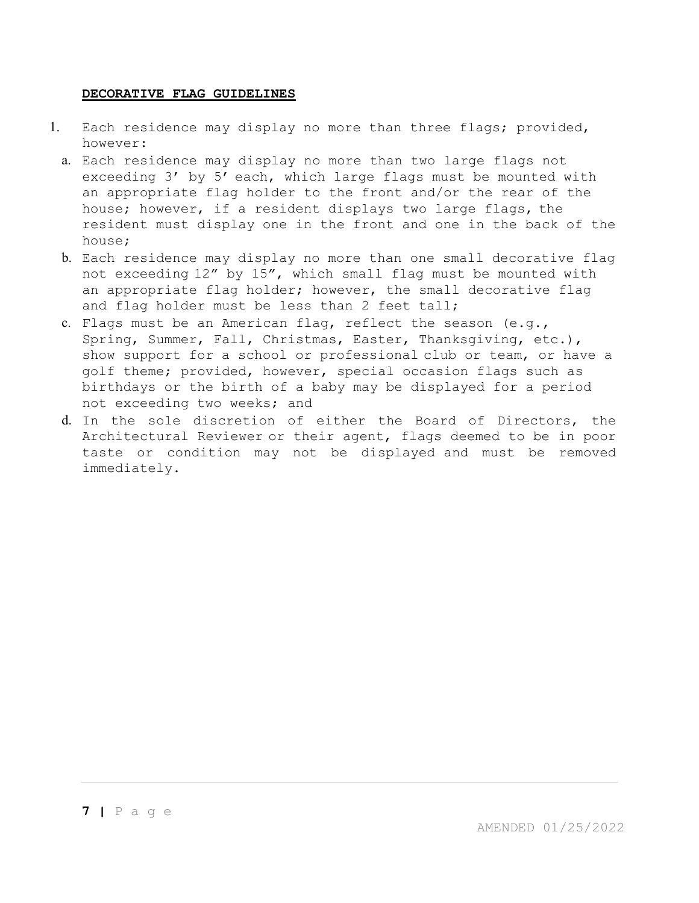**DECORATIVE FLAG GUIDELINES**

1. Each residence may display no more than three flags; provided, however:
   a. Each residence may display no more than two large flags not exceeding 3’ by 5’ each, which large flags must be mounted with an appropriate flag holder to the front and/or the rear of the house; however, if a resident displays two large flags, the resident must display one in the front and one in the back of the house;
   b. Each residence may display no more than one small decorative flag not exceeding 12” by 15”, which small flag must be mounted with an appropriate flag holder; however, the small decorative flag and flag holder must be less than 2 feet tall;
   c. Flags must be an American flag, reflect the season (e.g., Spring, Summer, Fall, Christmas, Easter, Thanksgiving, etc.), show support for a school or professional club or team, or have a golf theme; provided, however, special occasion flags such as birthdays or the birth of a baby may be displayed for a period not exceeding two weeks; and
   d. In the sole discretion of either the Board of Directors, the Architectural Reviewer or their agent, flags deemed to be in poor taste or condition may not be displayed and must be removed immediately.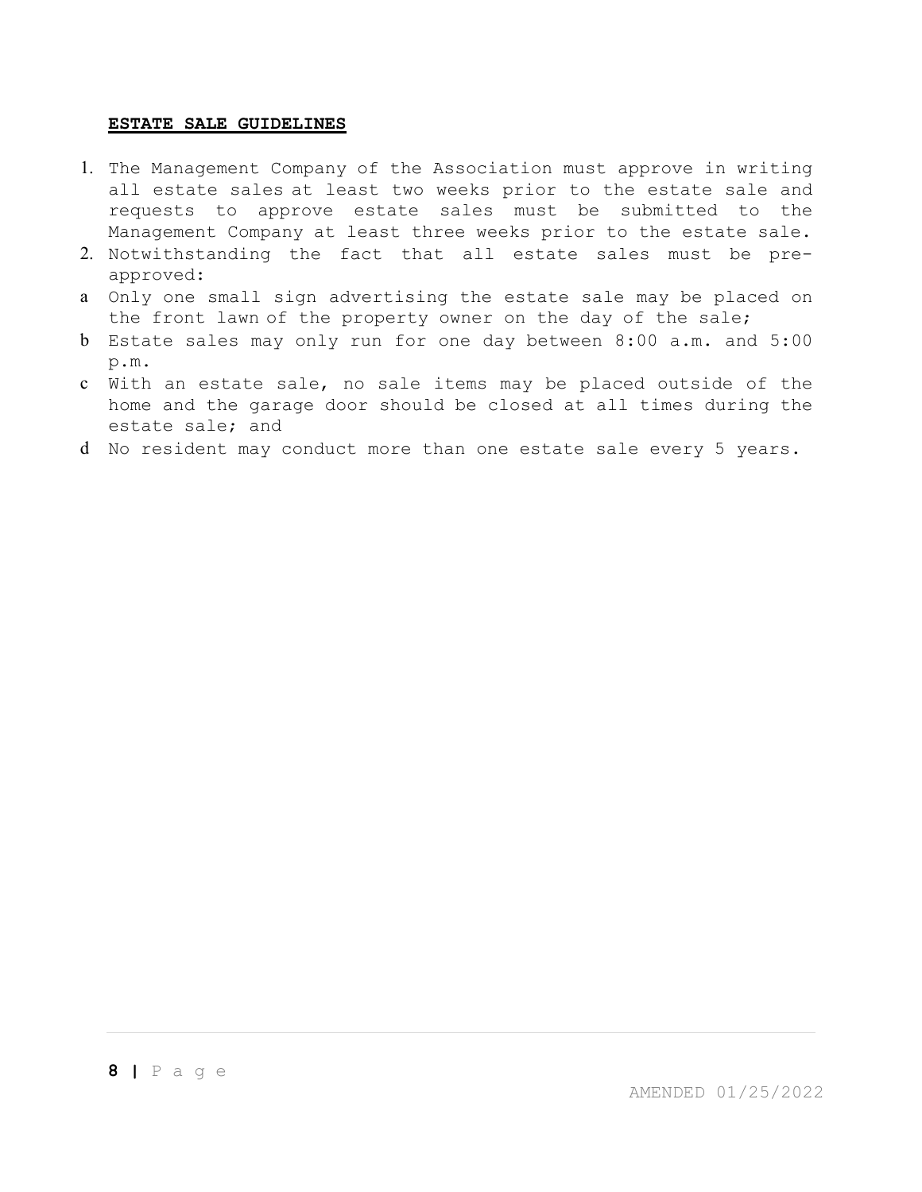## ESTATE SALE GUIDELINES

1. The Management Company of the Association must approve in writing all estate sales at least two weeks prior to the estate sale and requests to approve estate sales must be submitted to the Management Company at least three weeks prior to the estate sale.
2. Notwithstanding the fact that all estate sales must be pre-approved:

a Only one small sign advertising the estate sale may be placed on the front lawn of the property owner on the day of the sale;

b Estate sales may only run for one day between 8:00 a.m. and 5:00 p.m.

c With an estate sale, no sale items may be placed outside of the home and the garage door should be closed at all times during the estate sale; and

d No resident may conduct more than one estate sale every 5 years.

AMENDED 01/25/2022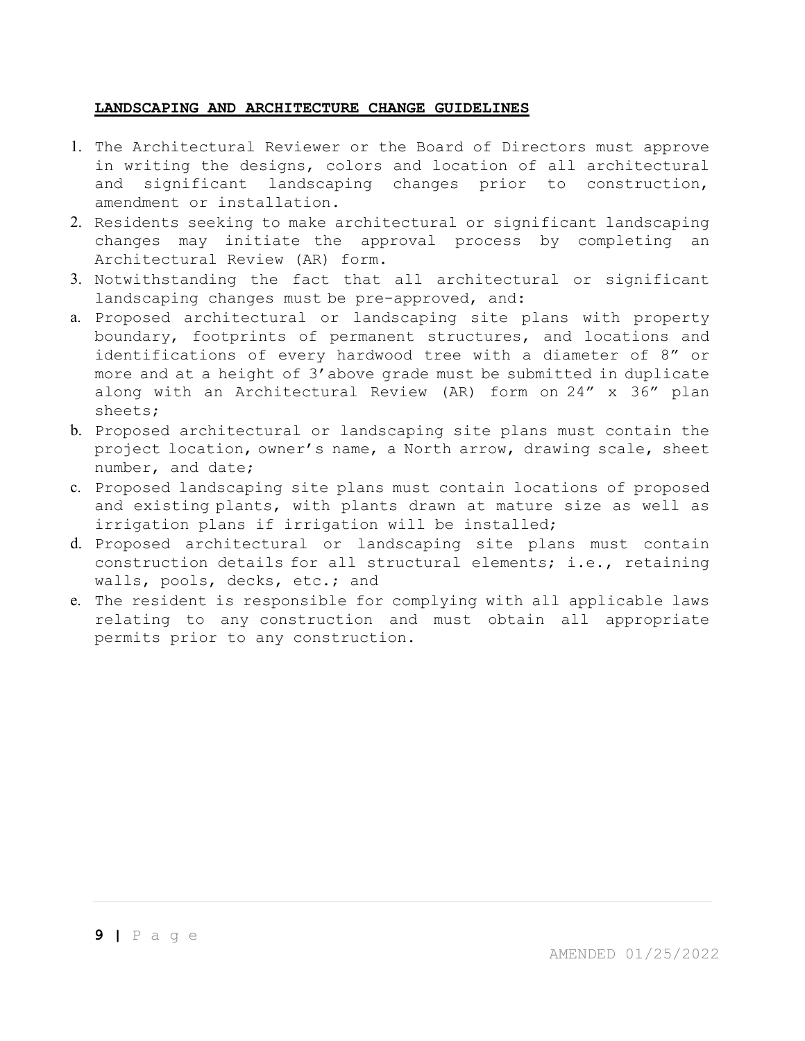**LANDSCAPING AND ARCHITECTURE CHANGE GUIDELINES**

1. The Architectural Reviewer or the Board of Directors must approve in writing the designs, colors and location of all architectural and significant landscaping changes prior to construction, amendment or installation.
2. Residents seeking to make architectural or significant landscaping changes may initiate the approval process by completing an Architectural Review (AR) form.
3. Notwithstanding the fact that all architectural or significant landscaping changes must be pre-approved, and:

a. Proposed architectural or landscaping site plans with property boundary, footprints of permanent structures, and locations and identifications of every hardwood tree with a diameter of 8″ or more and at a height of 3′above grade must be submitted in duplicate along with an Architectural Review (AR) form on 24″ x 36″ plan sheets;
b. Proposed architectural or landscaping site plans must contain the project location, owner's name, a North arrow, drawing scale, sheet number, and date;
c. Proposed landscaping site plans must contain locations of proposed and existing plants, with plants drawn at mature size as well as irrigation plans if irrigation will be installed;
d. Proposed architectural or landscaping site plans must contain construction details for all structural elements; i.e., retaining walls, pools, decks, etc.; and
e. The resident is responsible for complying with all applicable laws relating to any construction and must obtain all appropriate permits prior to any construction.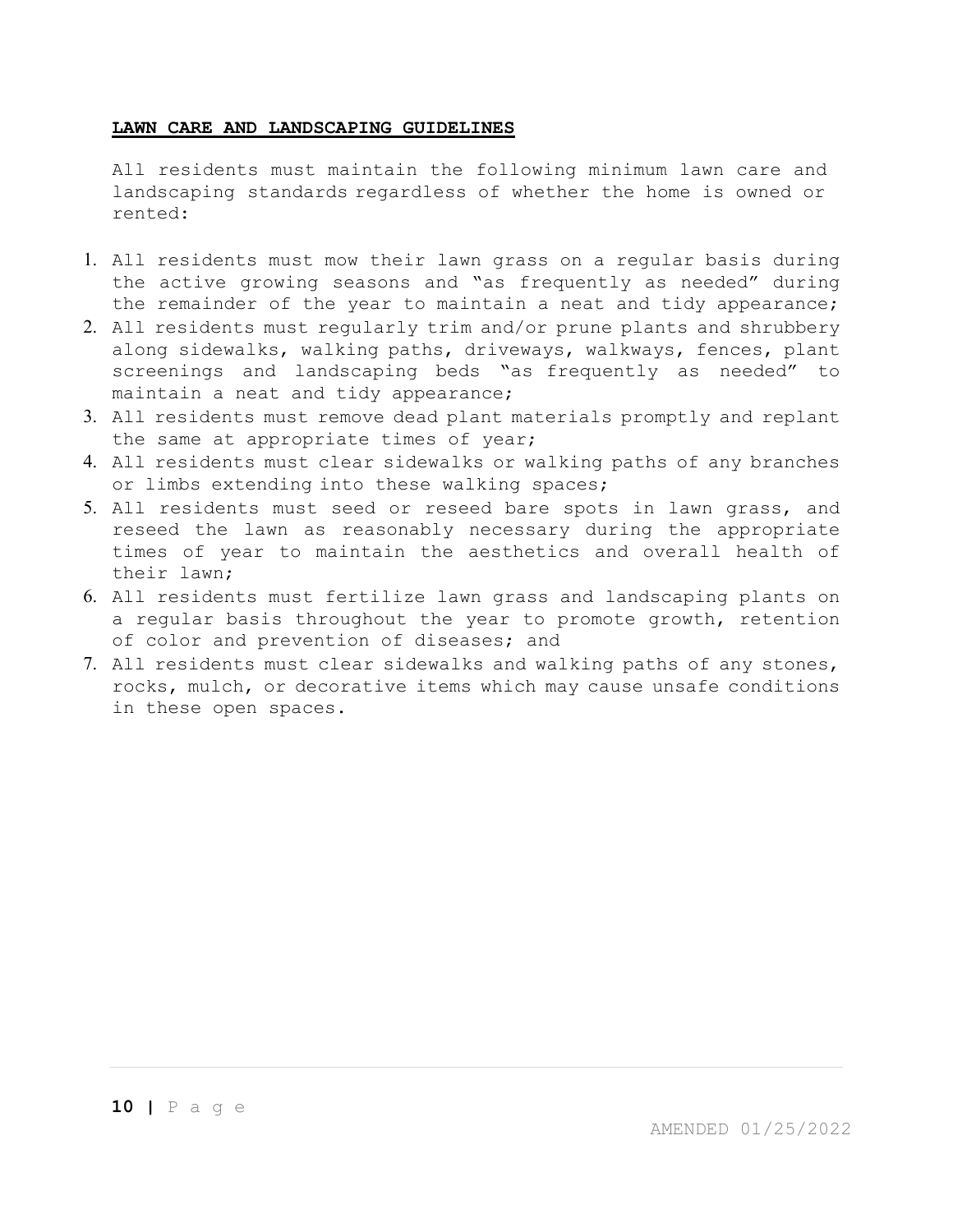## LAWN CARE AND LANDSCAPING GUIDELINES

All residents must maintain the following minimum lawn care and landscaping standards regardless of whether the home is owned or rented:

1. All residents must mow their lawn grass on a regular basis during the active growing seasons and "as frequently as needed" during the remainder of the year to maintain a neat and tidy appearance;
2. All residents must regularly trim and/or prune plants and shrubbery along sidewalks, walking paths, driveways, walkways, fences, plant screenings and landscaping beds "as frequently as needed" to maintain a neat and tidy appearance;
3. All residents must remove dead plant materials promptly and replant the same at appropriate times of year;
4. All residents must clear sidewalks or walking paths of any branches or limbs extending into these walking spaces;
5. All residents must seed or reseed bare spots in lawn grass, and reseed the lawn as reasonably necessary during the appropriate times of year to maintain the aesthetics and overall health of their lawn;
6. All residents must fertilize lawn grass and landscaping plants on a regular basis throughout the year to promote growth, retention of color and prevention of diseases; and
7. All residents must clear sidewalks and walking paths of any stones, rocks, mulch, or decorative items which may cause unsafe conditions in these open spaces.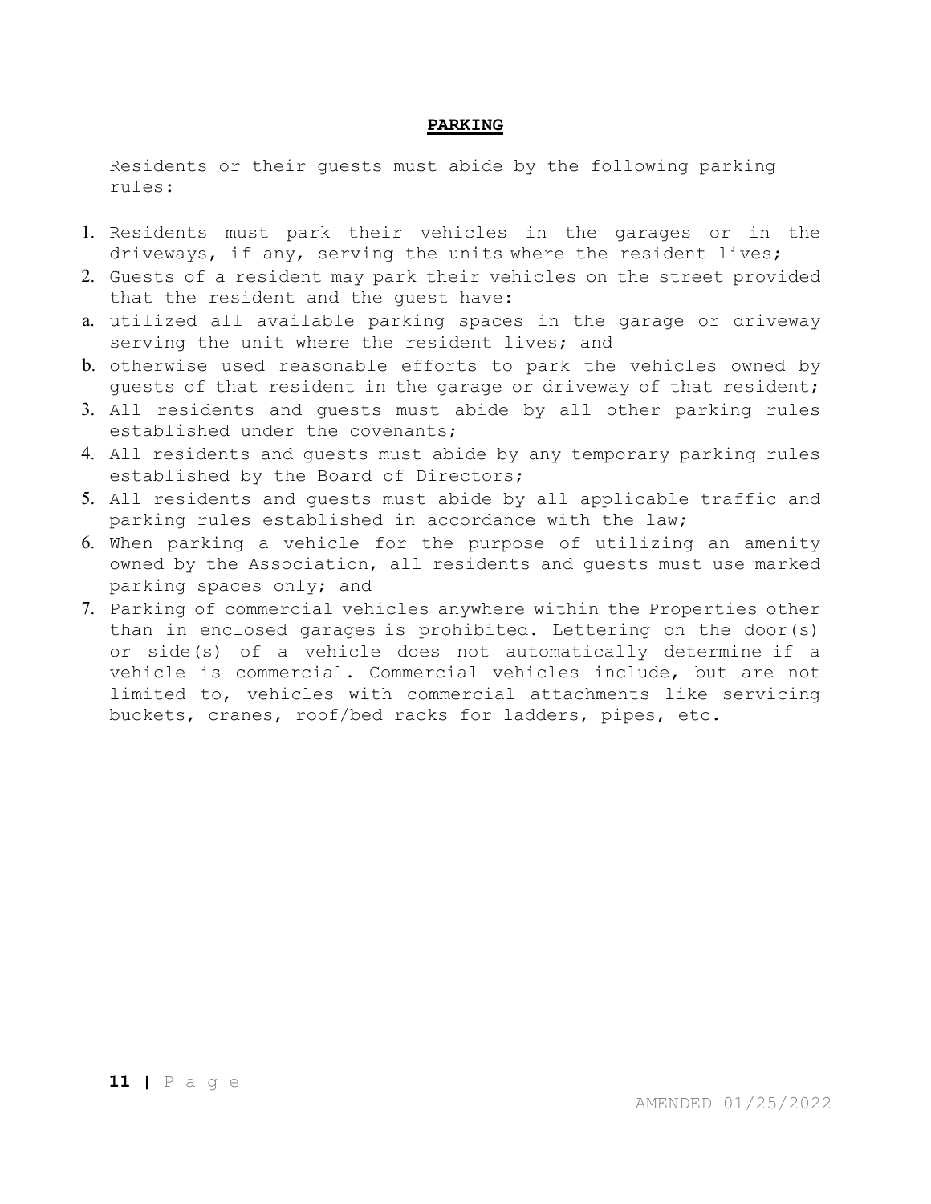# PARKING

Residents or their guests must abide by the following parking rules:

1. Residents must park their vehicles in the garages or in the driveways, if any, serving the units where the resident lives;
2. Guests of a resident may park their vehicles on the street provided that the resident and the guest have:
   a. utilized all available parking spaces in the garage or driveway serving the unit where the resident lives; and
   b. otherwise used reasonable efforts to park the vehicles owned by guests of that resident in the garage or driveway of that resident;
3. All residents and guests must abide by all other parking rules established under the covenants;
4. All residents and guests must abide by any temporary parking rules established by the Board of Directors;
5. All residents and guests must abide by all applicable traffic and parking rules established in accordance with the law;
6. When parking a vehicle for the purpose of utilizing an amenity owned by the Association, all residents and guests must use marked parking spaces only; and
7. Parking of commercial vehicles anywhere within the Properties other than in enclosed garages is prohibited. Lettering on the door(s) or side(s) of a vehicle does not automatically determine if a vehicle is commercial. Commercial vehicles include, but are not limited to, vehicles with commercial attachments like servicing buckets, cranes, roof/bed racks for ladders, pipes, etc.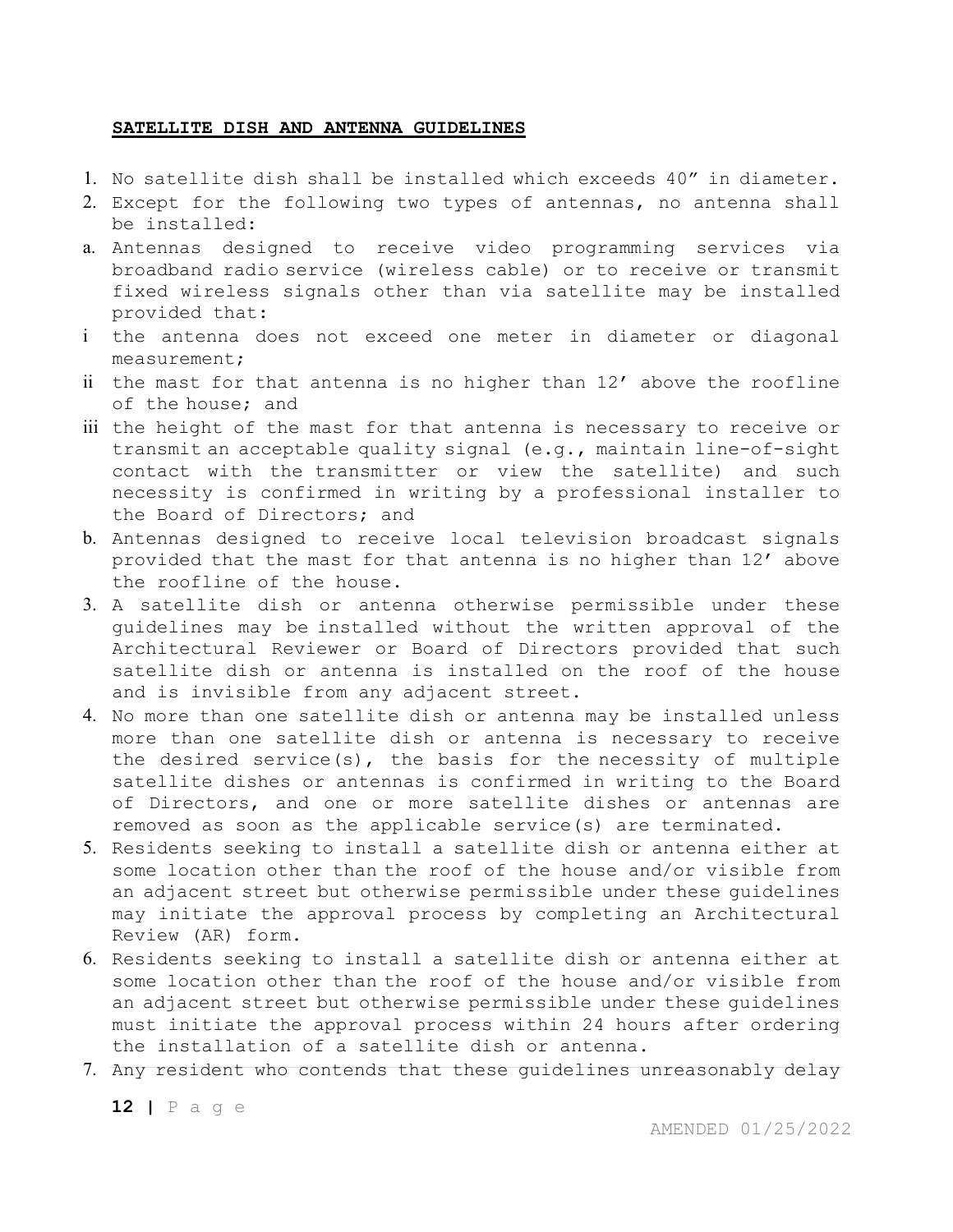**SATELLITE DISH AND ANTENNA GUIDELINES**

1. No satellite dish shall be installed which exceeds 40" in diameter.
2. Except for the following two types of antennas, no antenna shall be installed:

a. Antennas designed to receive video programming services via broadband radio service (wireless cable) or to receive or transmit fixed wireless signals other than via satellite may be installed provided that:

i the antenna does not exceed one meter in diameter or diagonal measurement;

ii the mast for that antenna is no higher than 12' above the roofline of the house; and

iii the height of the mast for that antenna is necessary to receive or transmit an acceptable quality signal (e.g., maintain line-of-sight contact with the transmitter or view the satellite) and such necessity is confirmed in writing by a professional installer to the Board of Directors; and

b. Antennas designed to receive local television broadcast signals provided that the mast for that antenna is no higher than 12' above the roofline of the house.

3. A satellite dish or antenna otherwise permissible under these guidelines may be installed without the written approval of the Architectural Reviewer or Board of Directors provided that such satellite dish or antenna is installed on the roof of the house and is invisible from any adjacent street.
4. No more than one satellite dish or antenna may be installed unless more than one satellite dish or antenna is necessary to receive the desired service(s), the basis for the necessity of multiple satellite dishes or antennas is confirmed in writing to the Board of Directors, and one or more satellite dishes or antennas are removed as soon as the applicable service(s) are terminated.
5. Residents seeking to install a satellite dish or antenna either at some location other than the roof of the house and/or visible from an adjacent street but otherwise permissible under these guidelines may initiate the approval process by completing an Architectural Review (AR) form.
6. Residents seeking to install a satellite dish or antenna either at some location other than the roof of the house and/or visible from an adjacent street but otherwise permissible under these guidelines must initiate the approval process within 24 hours after ordering the installation of a satellite dish or antenna.
7. Any resident who contends that these guidelines unreasonably delay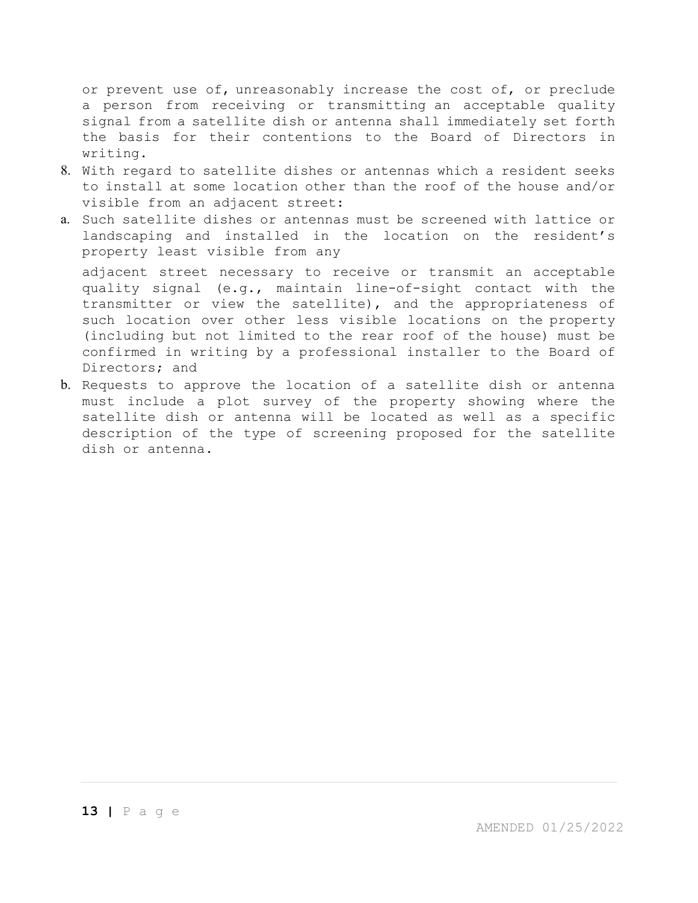or prevent use of, unreasonably increase the cost of, or preclude a person from receiving or transmitting an acceptable quality signal from a satellite dish or antenna shall immediately set forth the basis for their contentions to the Board of Directors in writing.

8. With regard to satellite dishes or antennas which a resident seeks to install at some location other than the roof of the house and/or visible from an adjacent street:

   a. Such satellite dishes or antennas must be screened with lattice or landscaping and installed in the location on the resident's property least visible from any adjacent street necessary to receive or transmit an acceptable quality signal (e.g., maintain line-of-sight contact with the transmitter or view the satellite), and the appropriateness of such location over other less visible locations on the property (including but not limited to the rear roof of the house) must be confirmed in writing by a professional installer to the Board of Directors; and

   b. Requests to approve the location of a satellite dish or antenna must include a plot survey of the property showing where the satellite dish or antenna will be located as well as a specific description of the type of screening proposed for the satellite dish or antenna.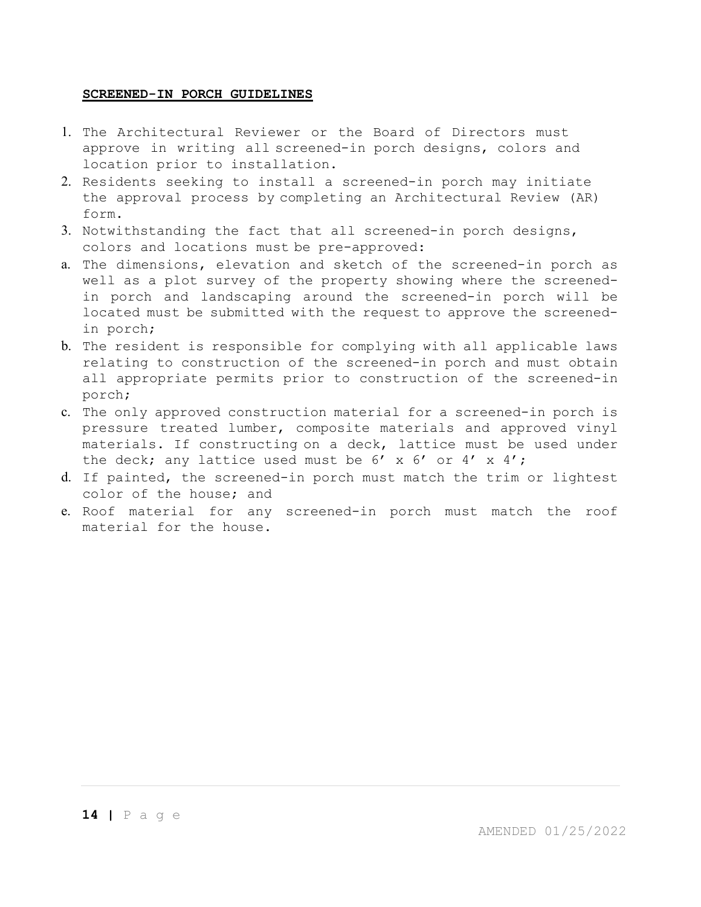**SCREENED-IN PORCH GUIDELINES**

1. The Architectural Reviewer or the Board of Directors must approve in writing all screened-in porch designs, colors and location prior to installation.
2. Residents seeking to install a screened-in porch may initiate the approval process by completing an Architectural Review (AR) form.
3. Notwithstanding the fact that all screened-in porch designs, colors and locations must be pre-approved:

a. The dimensions, elevation and sketch of the screened-in porch as well as a plot survey of the property showing where the screened-in porch and landscaping around the screened-in porch will be located must be submitted with the request to approve the screened-in porch;

b. The resident is responsible for complying with all applicable laws relating to construction of the screened-in porch and must obtain all appropriate permits prior to construction of the screened-in porch;

c. The only approved construction material for a screened-in porch is pressure treated lumber, composite materials and approved vinyl materials. If constructing on a deck, lattice must be used under the deck; any lattice used must be 6’ x 6’ or 4’ x 4’;

d. If painted, the screened-in porch must match the trim or lightest color of the house; and

e. Roof material for any screened-in porch must match the roof material for the house.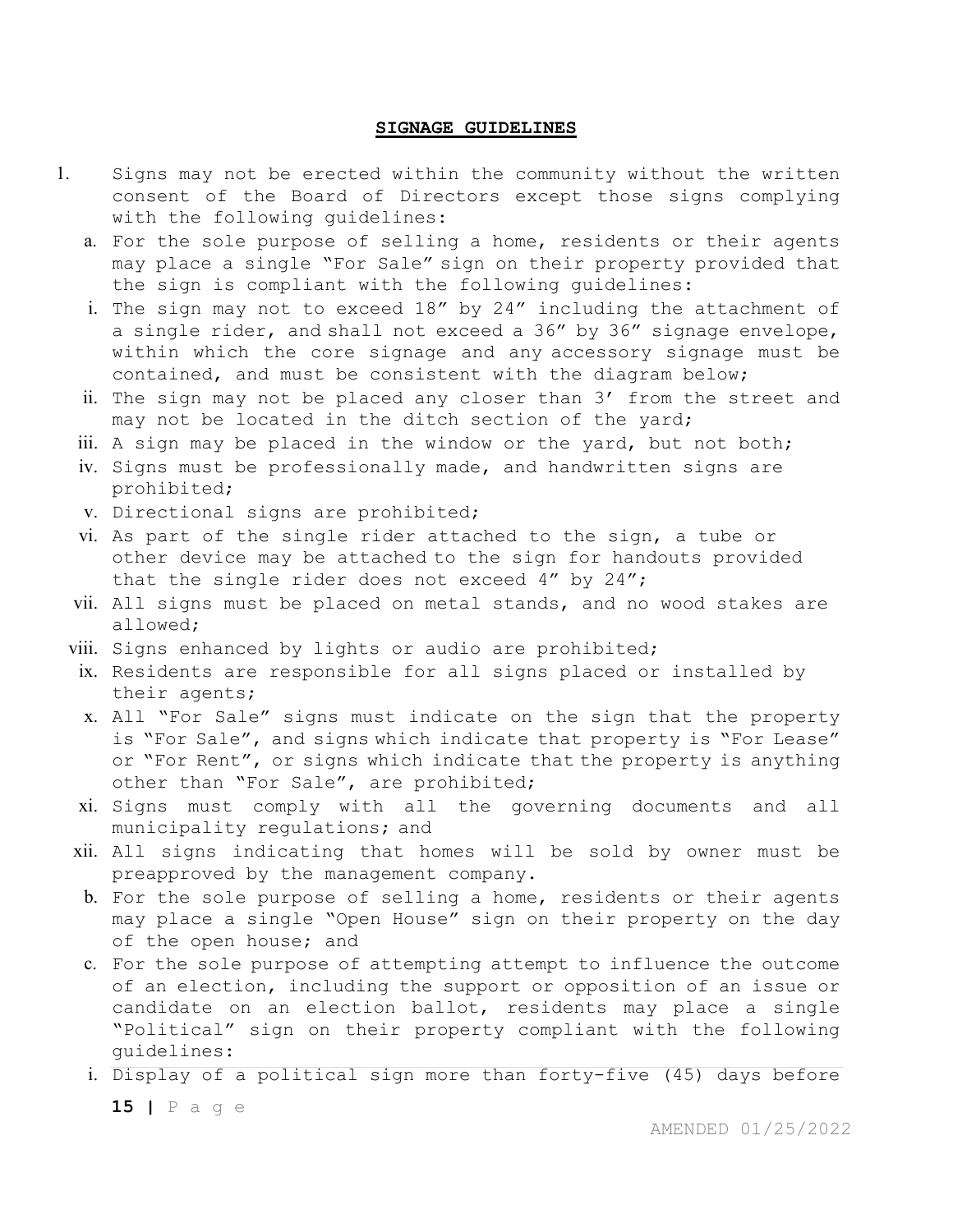## SIGNAGE GUIDELINES

1. Signs may not be erected within the community without the written consent of the Board of Directors except those signs complying with the following guidelines:
   a. For the sole purpose of selling a home, residents or their agents may place a single "For Sale" sign on their property provided that the sign is compliant with the following guidelines:
      i. The sign may not to exceed 18" by 24" including the attachment of a single rider, and shall not exceed a 36" by 36" signage envelope, within which the core signage and any accessory signage must be contained, and must be consistent with the diagram below;
      ii. The sign may not be placed any closer than 3' from the street and may not be located in the ditch section of the yard;
      iii. A sign may be placed in the window or the yard, but not both;
      iv. Signs must be professionally made, and handwritten signs are prohibited;
      v. Directional signs are prohibited;
      vi. As part of the single rider attached to the sign, a tube or other device may be attached to the sign for handouts provided that the single rider does not exceed 4" by 24";
      vii. All signs must be placed on metal stands, and no wood stakes are allowed;
      viii. Signs enhanced by lights or audio are prohibited;
      ix. Residents are responsible for all signs placed or installed by their agents;
      x. All "For Sale" signs must indicate on the sign that the property is "For Sale", and signs which indicate that property is "For Lease" or "For Rent", or signs which indicate that the property is anything other than "For Sale", are prohibited;
      xi. Signs must comply with all the governing documents and all municipality regulations; and
      xii. All signs indicating that homes will be sold by owner must be preapproved by the management company.
   b. For the sole purpose of selling a home, residents or their agents may place a single "Open House" sign on their property on the day of the open house; and
   c. For the sole purpose of attempting attempt to influence the outcome of an election, including the support or opposition of an issue or candidate on an election ballot, residents may place a single "Political" sign on their property compliant with the following guidelines:
      i. Display of a political sign more than forty-five (45) days before

AMENDED 01/25/2022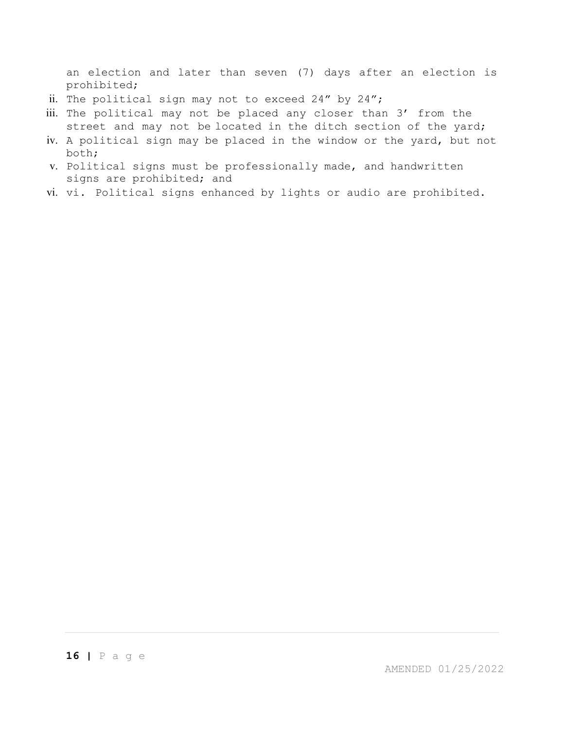an election and later than seven (7) days after an election is prohibited;

ii. The political sign may not to exceed 24” by 24”;
iii. The political may not be placed any closer than 3’ from the street and may not be located in the ditch section of the yard;
iv. A political sign may be placed in the window or the yard, but not both;
v. Political signs must be professionally made, and handwritten signs are prohibited; and
vi. vi. Political signs enhanced by lights or audio are prohibited.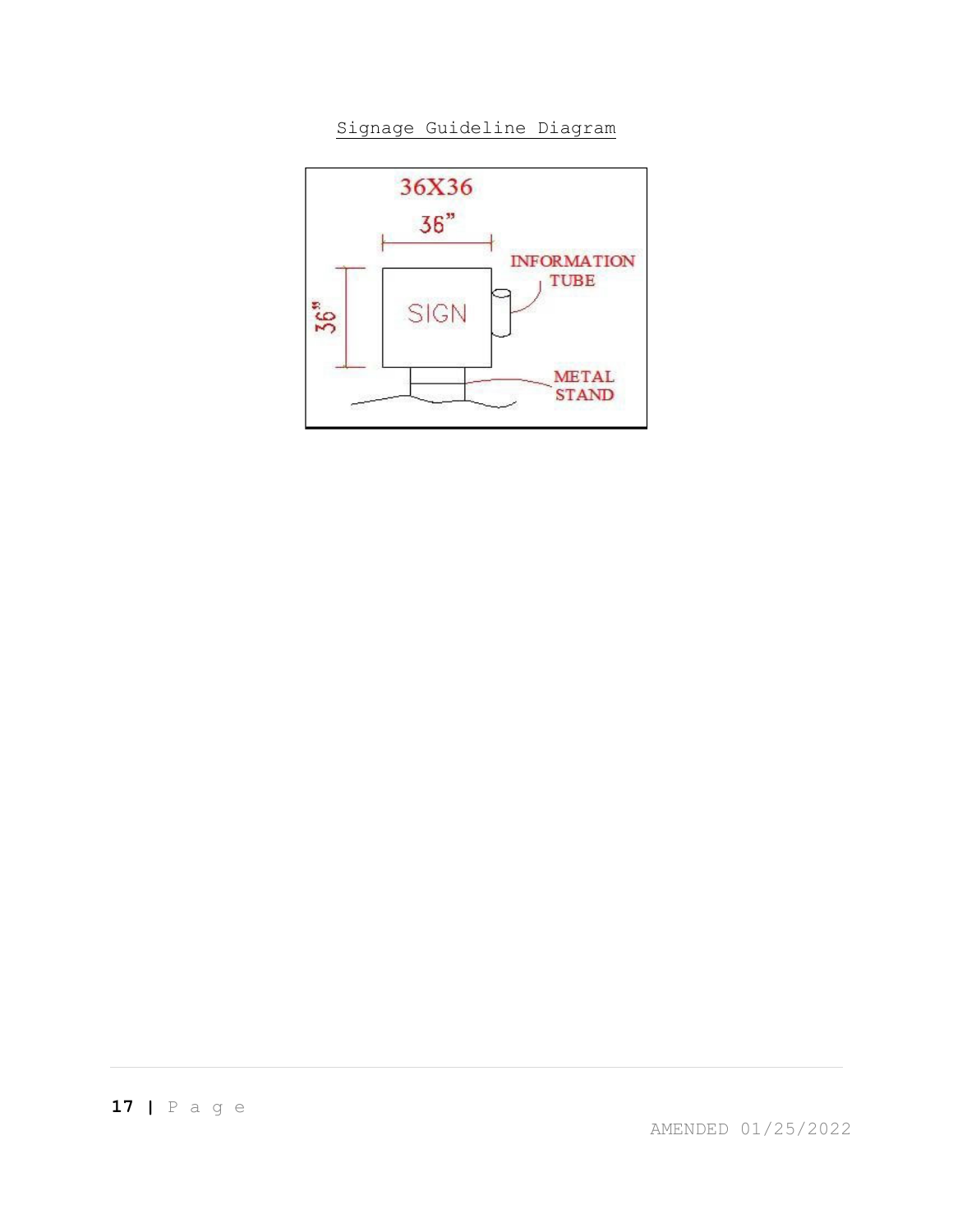Signage Guideline Diagram

36X36

36"

INFORMATION TUBE

SIGN

36"

METAL STAND

AMENDED 01/25/2022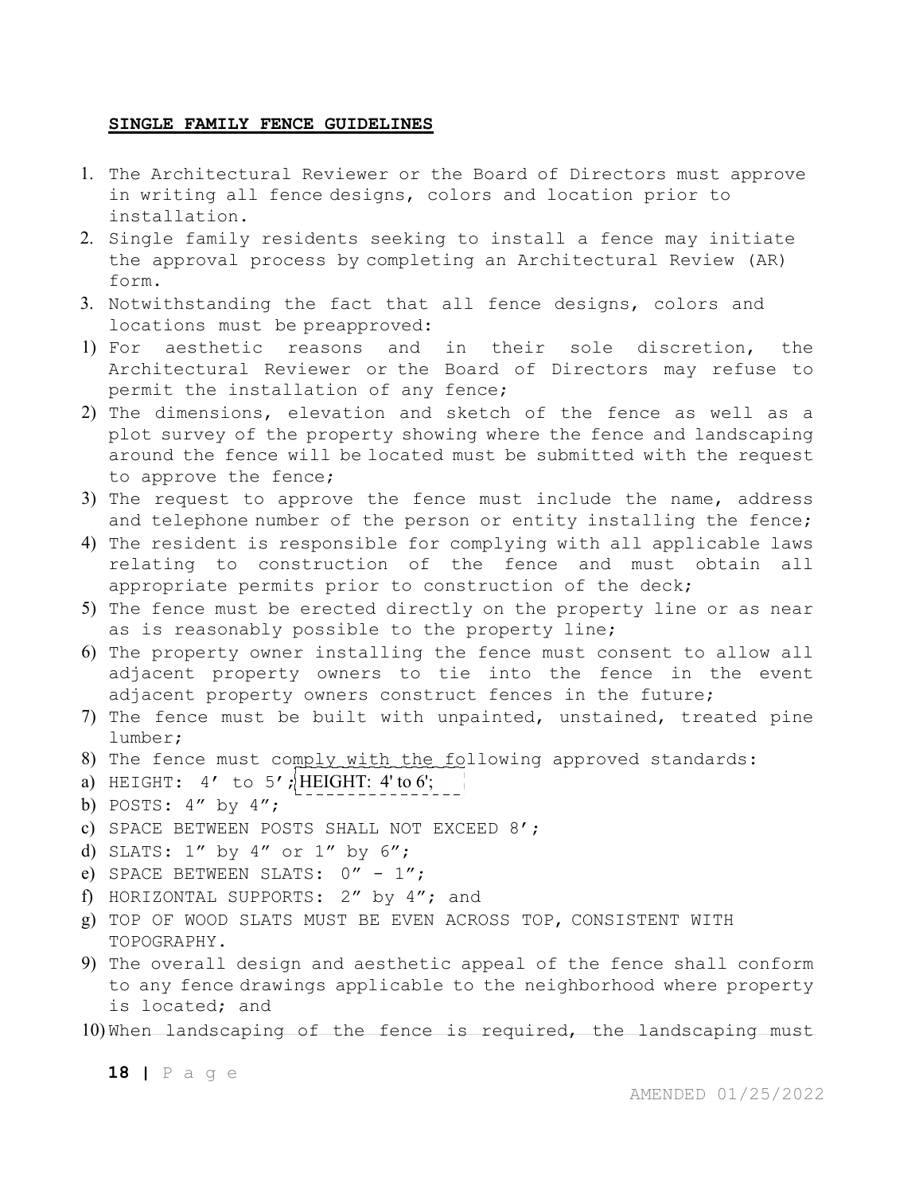**SINGLE FAMILY FENCE GUIDELINES**

1. The Architectural Reviewer or the Board of Directors must approve in writing all fence designs, colors and location prior to installation.
2. Single family residents seeking to install a fence may initiate the approval process by completing an Architectural Review (AR) form.
3. Notwithstanding the fact that all fence designs, colors and locations must be preapproved:

1) For aesthetic reasons and in their sole discretion, the Architectural Reviewer or the Board of Directors may refuse to permit the installation of any fence;
2) The dimensions, elevation and sketch of the fence as well as a plot survey of the property showing where the fence and landscaping around the fence will be located must be submitted with the request to approve the fence;
3) The request to approve the fence must include the name, address and telephone number of the person or entity installing the fence;
4) The resident is responsible for complying with all applicable laws relating to construction of the fence and must obtain all appropriate permits prior to construction of the deck;
5) The fence must be erected directly on the property line or as near as is reasonably possible to the property line;
6) The property owner installing the fence must consent to allow all adjacent property owners to tie into the fence in the event adjacent property owners construct fences in the future;
7) The fence must be built with unpainted, unstained, treated pine lumber;
8) The fence must comply with the following approved standards:

a) HEIGHT: 4' to 5'; HEIGHT: 4' to 6';
b) POSTS: 4" by 4";
c) SPACE BETWEEN POSTS SHALL NOT EXCEED 8';
d) SLATS: 1" by 4" or 1" by 6";
e) SPACE BETWEEN SLATS: 0" - 1";
f) HORIZONTAL SUPPORTS: 2" by 4"; and
g) TOP OF WOOD SLATS MUST BE EVEN ACROSS TOP, CONSISTENT WITH TOPOGRAPHY.

9) The overall design and aesthetic appeal of the fence shall conform to any fence drawings applicable to the neighborhood where property is located; and
10) When landscaping of the fence is required, the landscaping must

AMENDED 01/25/2022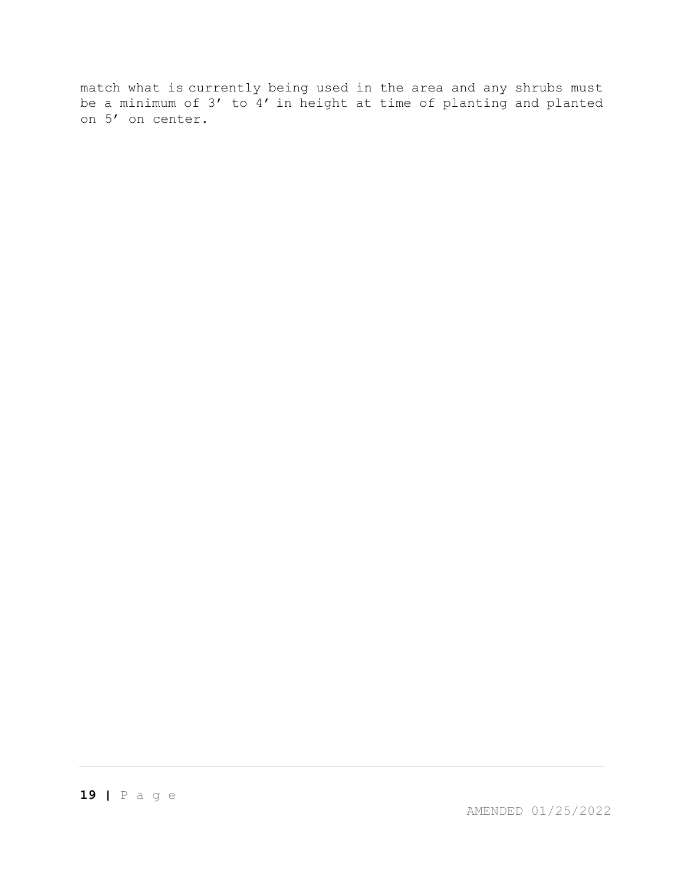match what is currently being used in the area and any shrubs must be a minimum of 3’ to 4’ in height at time of planting and planted on 5’ on center.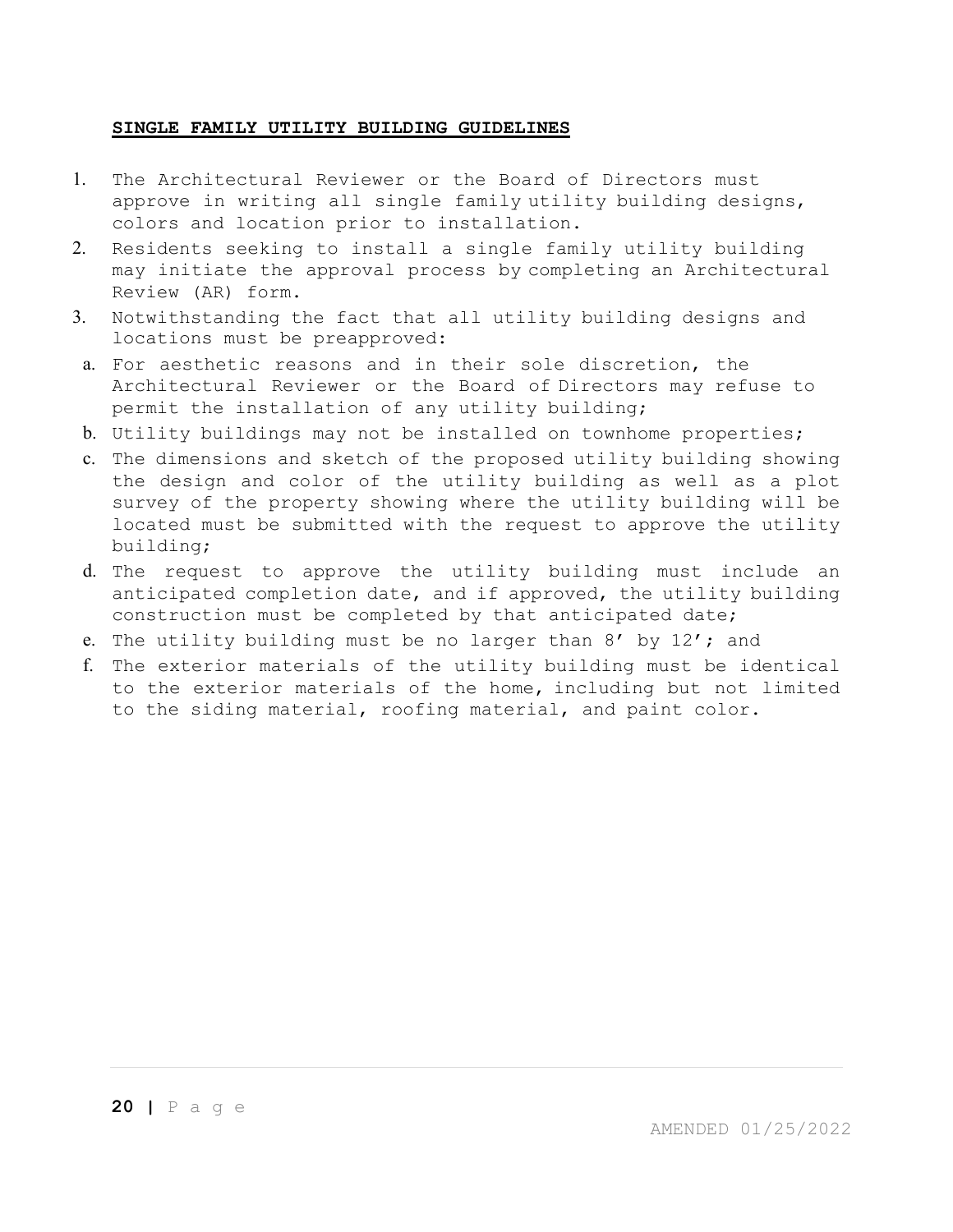## SINGLE FAMILY UTILITY BUILDING GUIDELINES

1. The Architectural Reviewer or the Board of Directors must approve in writing all single family utility building designs, colors and location prior to installation.
2. Residents seeking to install a single family utility building may initiate the approval process by completing an Architectural Review (AR) form.
3. Notwithstanding the fact that all utility building designs and locations must be preapproved:
   a. For aesthetic reasons and in their sole discretion, the Architectural Reviewer or the Board of Directors may refuse to permit the installation of any utility building;
   b. Utility buildings may not be installed on townhome properties;
   c. The dimensions and sketch of the proposed utility building showing the design and color of the utility building as well as a plot survey of the property showing where the utility building will be located must be submitted with the request to approve the utility building;
   d. The request to approve the utility building must include an anticipated completion date, and if approved, the utility building construction must be completed by that anticipated date;
   e. The utility building must be no larger than 8’ by 12’; and
   f. The exterior materials of the utility building must be identical to the exterior materials of the home, including but not limited to the siding material, roofing material, and paint color.

AMENDED 01/25/2022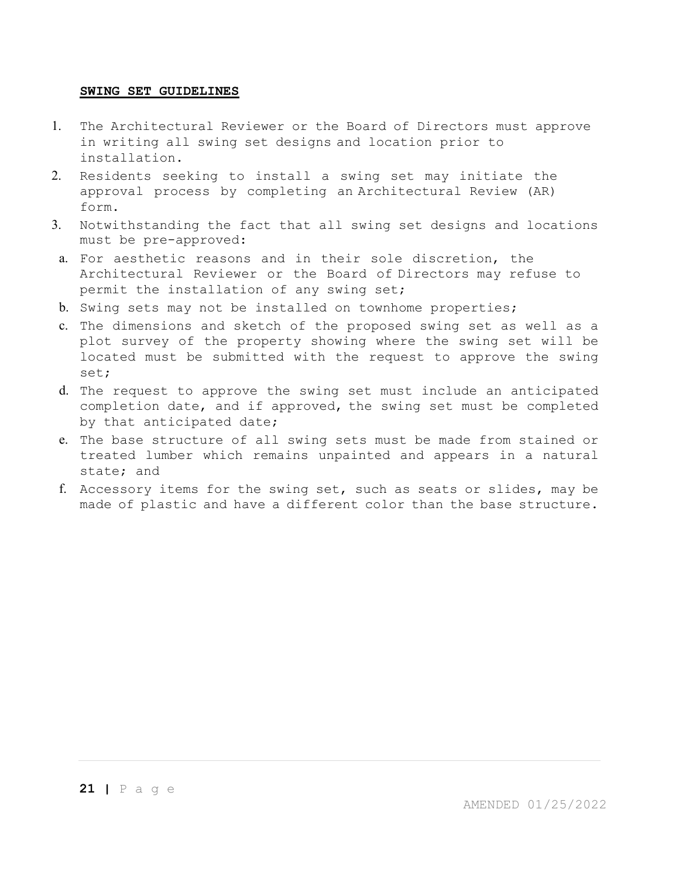## SWING SET GUIDELINES

1. The Architectural Reviewer or the Board of Directors must approve in writing all swing set designs and location prior to installation.
2. Residents seeking to install a swing set may initiate the approval process by completing an Architectural Review (AR) form.
3. Notwithstanding the fact that all swing set designs and locations must be pre-approved:
   a. For aesthetic reasons and in their sole discretion, the Architectural Reviewer or the Board of Directors may refuse to permit the installation of any swing set;
   b. Swing sets may not be installed on townhome properties;
   c. The dimensions and sketch of the proposed swing set as well as a plot survey of the property showing where the swing set will be located must be submitted with the request to approve the swing set;
   d. The request to approve the swing set must include an anticipated completion date, and if approved, the swing set must be completed by that anticipated date;
   e. The base structure of all swing sets must be made from stained or treated lumber which remains unpainted and appears in a natural state; and
   f. Accessory items for the swing set, such as seats or slides, may be made of plastic and have a different color than the base structure.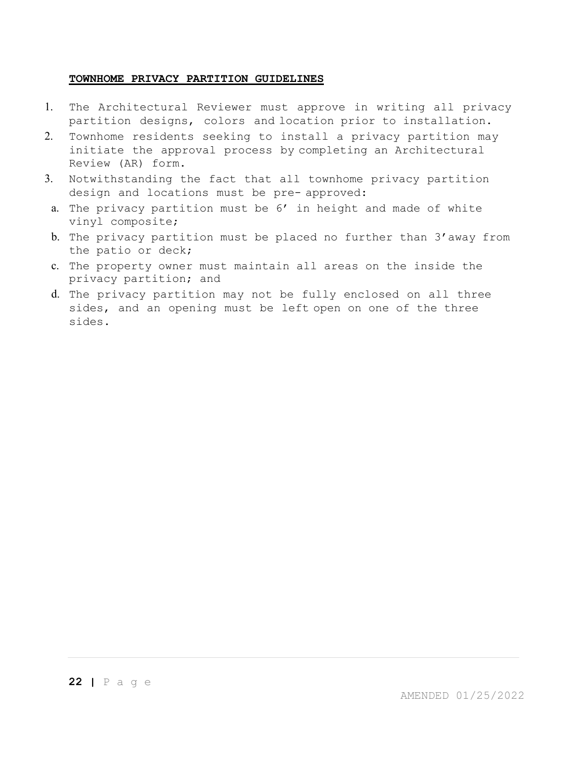**TOWNHOME PRIVACY PARTITION GUIDELINES**

1. The Architectural Reviewer must approve in writing all privacy partition designs, colors and location prior to installation.
2. Townhome residents seeking to install a privacy partition may initiate the approval process by completing an Architectural Review (AR) form.
3. Notwithstanding the fact that all townhome privacy partition design and locations must be pre- approved:
   a. The privacy partition must be 6’ in height and made of white vinyl composite;
   b. The privacy partition must be placed no further than 3’away from the patio or deck;
   c. The property owner must maintain all areas on the inside the privacy partition; and
   d. The privacy partition may not be fully enclosed on all three sides, and an opening must be left open on one of the three sides.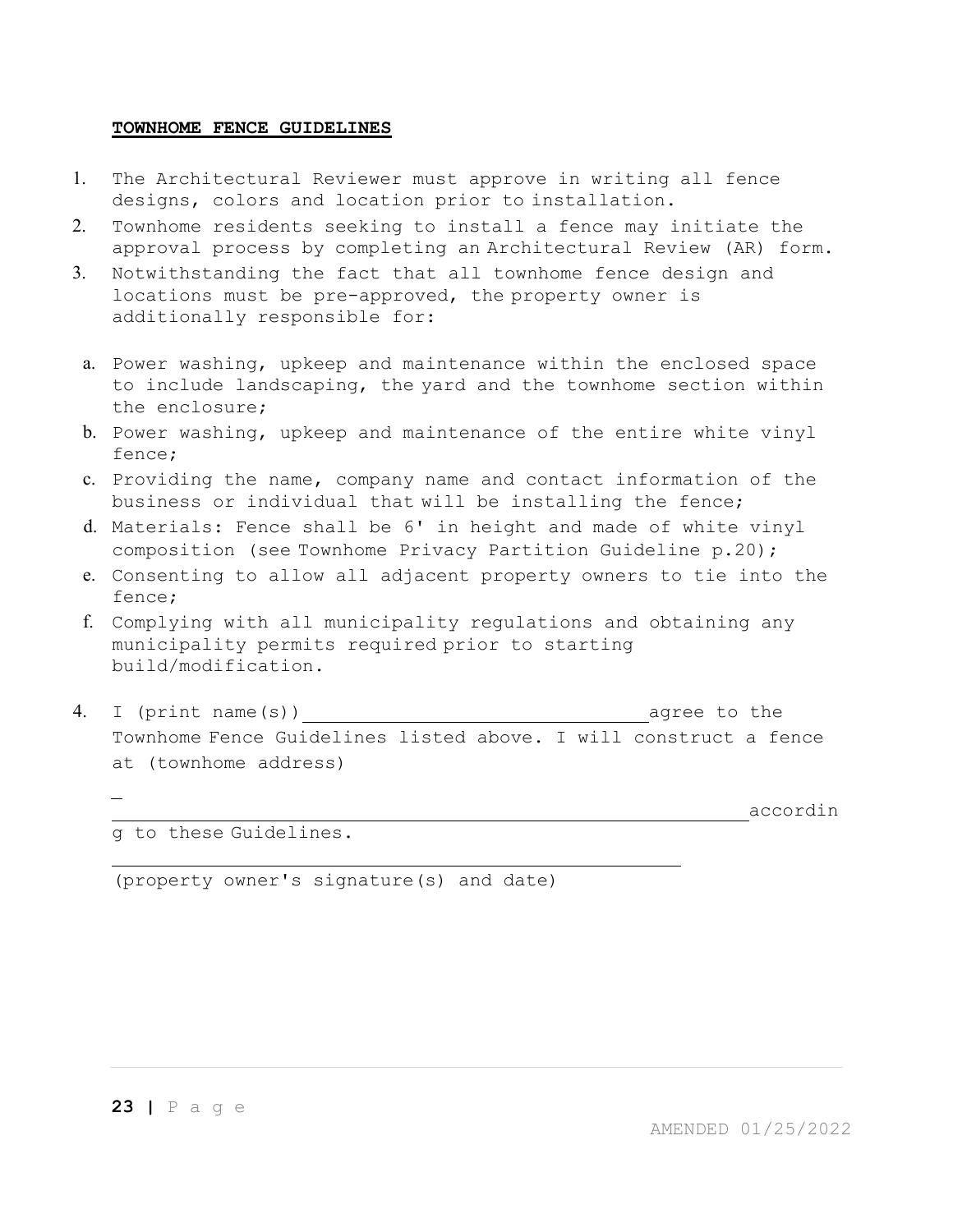**TOWNHOME FENCE GUIDELINES**

1. The Architectural Reviewer must approve in writing all fence designs, colors and location prior to installation.
2. Townhome residents seeking to install a fence may initiate the approval process by completing an Architectural Review (AR) form.
3. Notwithstanding the fact that all townhome fence design and locations must be pre-approved, the property owner is additionally responsible for:

   a. Power washing, upkeep and maintenance within the enclosed space to include landscaping, the yard and the townhome section within the enclosure;
   b. Power washing, upkeep and maintenance of the entire white vinyl fence;
   c. Providing the name, company name and contact information of the business or individual that will be installing the fence;
   d. Materials: Fence shall be 6' in height and made of white vinyl composition (see Townhome Privacy Partition Guideline p.20);
   e. Consenting to allow all adjacent property owners to tie into the fence;
   f. Complying with all municipality regulations and obtaining any municipality permits required prior to starting build/modification.

4. I (print name(s)) ______________________________ agree to the Townhome Fence Guidelines listed above. I will construct a fence at (townhome address)

   ________________________________________________________ according to these Guidelines.

   ____________________________________________________

   (property owner's signature(s) and date)

AMENDED 01/25/2022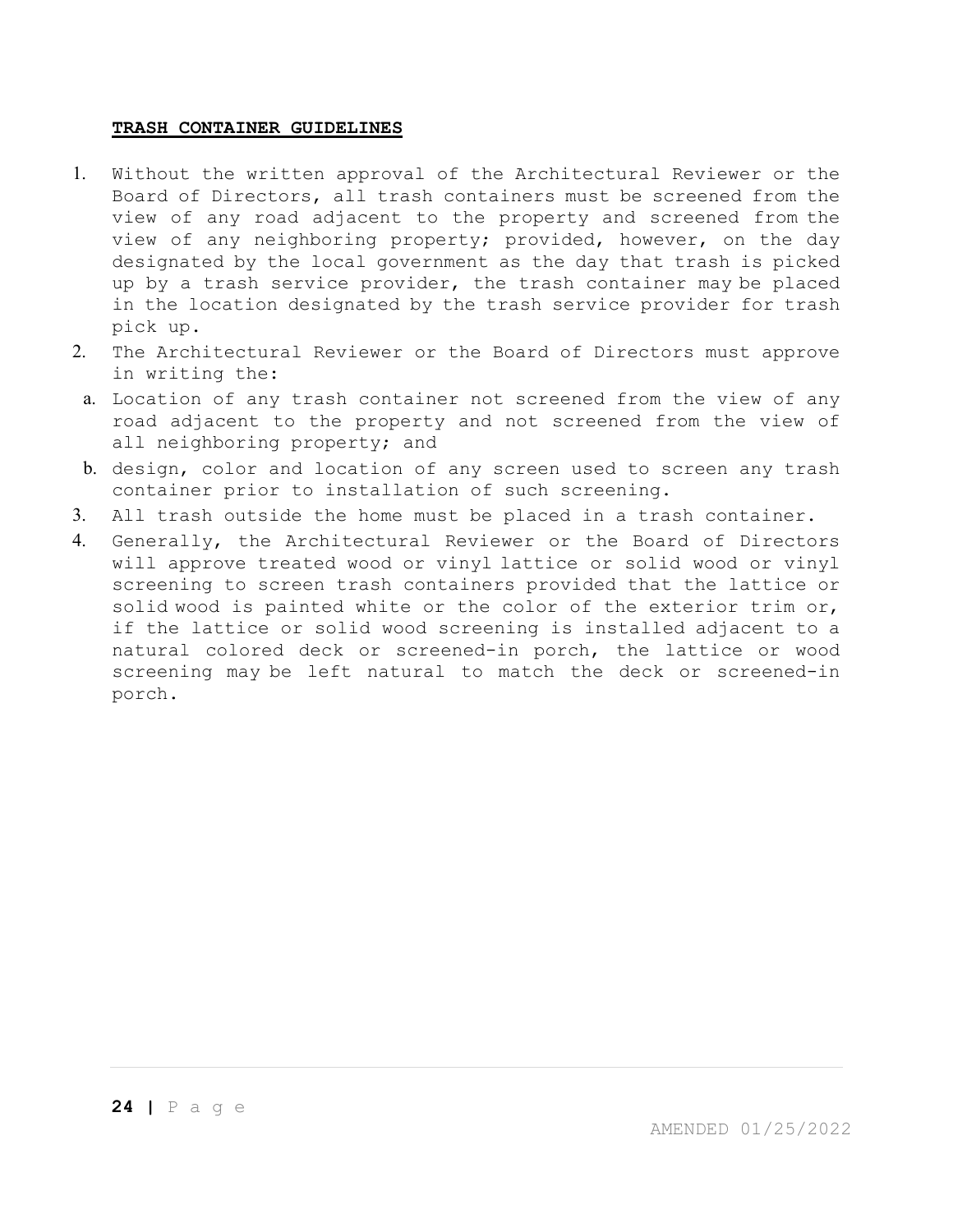**TRASH CONTAINER GUIDELINES**

1. Without the written approval of the Architectural Reviewer or the Board of Directors, all trash containers must be screened from the view of any road adjacent to the property and screened from the view of any neighboring property; provided, however, on the day designated by the local government as the day that trash is picked up by a trash service provider, the trash container may be placed in the location designated by the trash service provider for trash pick up.
2. The Architectural Reviewer or the Board of Directors must approve in writing the:
   a. Location of any trash container not screened from the view of any road adjacent to the property and not screened from the view of all neighboring property; and
   b. design, color and location of any screen used to screen any trash container prior to installation of such screening.
3. All trash outside the home must be placed in a trash container.
4. Generally, the Architectural Reviewer or the Board of Directors will approve treated wood or vinyl lattice or solid wood or vinyl screening to screen trash containers provided that the lattice or solid wood is painted white or the color of the exterior trim or, if the lattice or solid wood screening is installed adjacent to a natural colored deck or screened-in porch, the lattice or wood screening may be left natural to match the deck or screened-in porch.

AMENDED 01/25/2022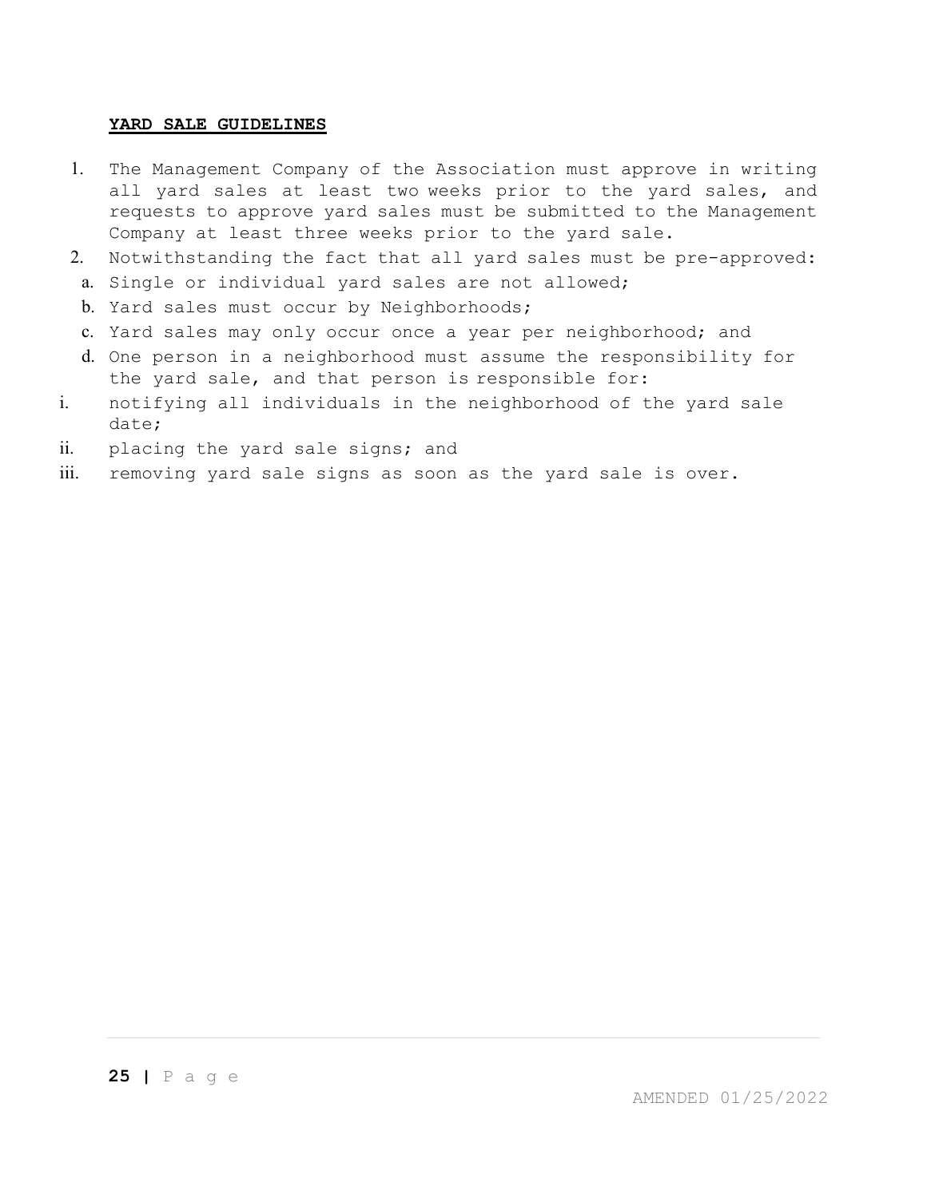**YARD SALE GUIDELINES**

1. The Management Company of the Association must approve in writing all yard sales at least two weeks prior to the yard sales, and requests to approve yard sales must be submitted to the Management Company at least three weeks prior to the yard sale.
2. Notwithstanding the fact that all yard sales must be pre-approved:
   a. Single or individual yard sales are not allowed;
   b. Yard sales must occur by Neighborhoods;
   c. Yard sales may only occur once a year per neighborhood; and
   d. One person in a neighborhood must assume the responsibility for the yard sale, and that person is responsible for:
      i. notifying all individuals in the neighborhood of the yard sale date;
      ii. placing the yard sale signs; and
      iii. removing yard sale signs as soon as the yard sale is over.

AMENDED 01/25/2022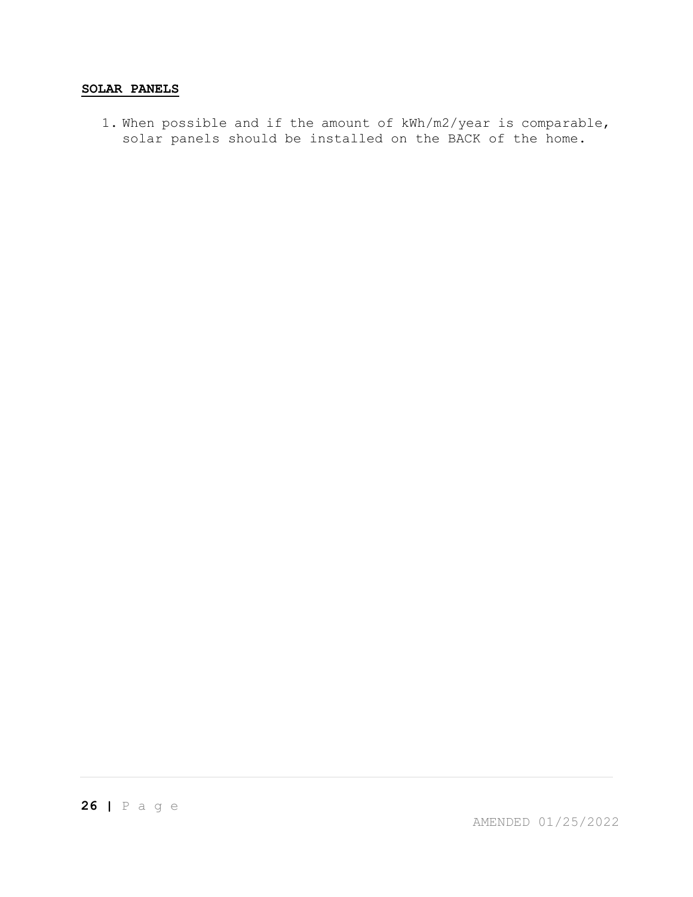## SOLAR PANELS

1. When possible and if the amount of kWh/m2/year is comparable, solar panels should be installed on the BACK of the home.